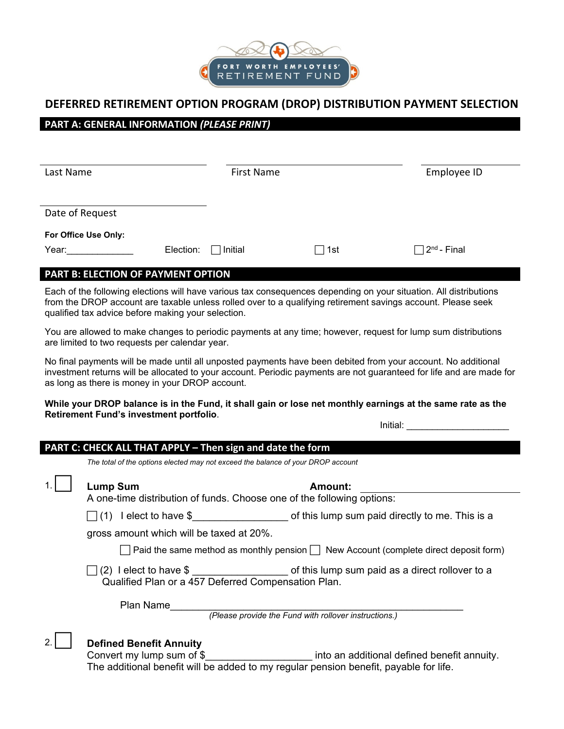FORT WORTH EMPLOYEES' RETIREMENT FUND

# DEFERRED RETIREMENT OPTION PROGRAM (DROP) DISTRIBUTION PAYMENT SELECTION

## PART A: GENERAL INFORMATION *(PLEASE PRINT)*

| Last Name | First Name | Employee ID |
|---|---|---|

Date of Request

**For Office Use Only:**

Year:_____________ Election: ☐ Initial ☐ 1st ☐ 2nd - Final

## PART B: ELECTION OF PAYMENT OPTION

Each of the following elections will have various tax consequences depending on your situation. All distributions from the DROP account are taxable unless rolled over to a qualifying retirement savings account. Please seek qualified tax advice before making your selection.

You are allowed to make changes to periodic payments at any time; however, request for lump sum distributions are limited to two requests per calendar year.

No final payments will be made until all unposted payments have been debited from your account. No additional investment returns will be allocated to your account. Periodic payments are not guaranteed for life and are made for as long as there is money in your DROP account.

**While your DROP balance is in the Fund, it shall gain or lose net monthly earnings at the same rate as the Retirement Fund's investment portfolio**.

Initial: ____________________

## PART C: CHECK ALL THAT APPLY – Then sign and date the form

*The total of the options elected may not exceed the balance of your DROP account*

1. ☐ **Lump Sum** **Amount:** ____________________

   A one-time distribution of funds. Choose one of the following options:

   ☐ (1) I elect to have $_________________ of this lump sum paid directly to me. This is a gross amount which will be taxed at 20%.

   ☐ Paid the same method as monthly pension ☐ New Account (complete direct deposit form)

   ☐ (2) I elect to have $ _________________ of this lump sum paid as a direct rollover to a Qualified Plan or a 457 Deferred Compensation Plan.

   Plan Name_______________________________________________________

   *(Please provide the Fund with rollover instructions.)*

2. ☐ **Defined Benefit Annuity**

   Convert my lump sum of $___________________ into an additional defined benefit annuity. The additional benefit will be added to my regular pension benefit, payable for life.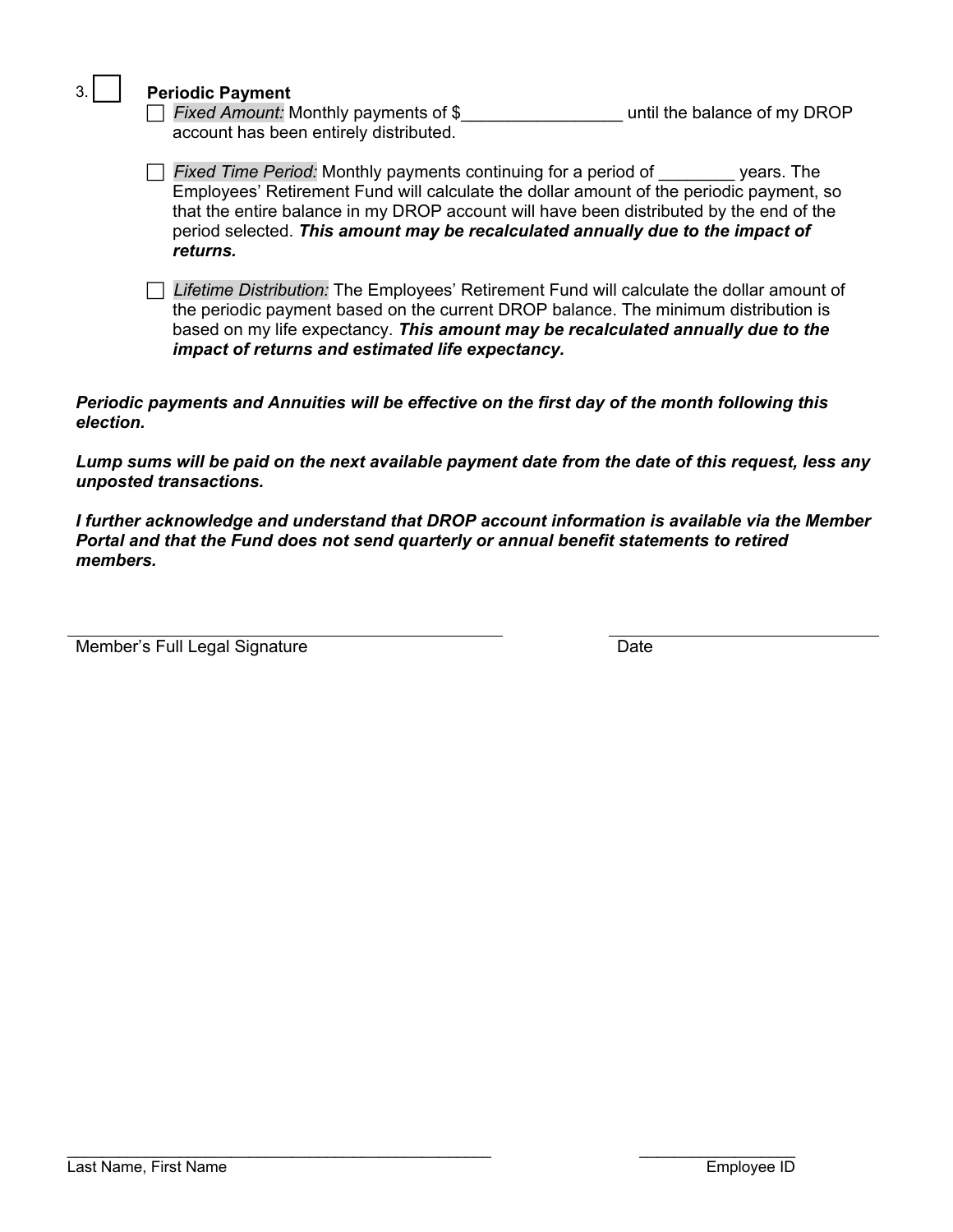3. ☐ **Periodic Payment**

- ☐ *Fixed Amount:* Monthly payments of $________________ until the balance of my DROP account has been entirely distributed.

- ☐ *Fixed Time Period:* Monthly payments continuing for a period of ________ years. The Employees' Retirement Fund will calculate the dollar amount of the periodic payment, so that the entire balance in my DROP account will have been distributed by the end of the period selected. ***This amount may be recalculated annually due to the impact of returns.***

- ☐ *Lifetime Distribution:* The Employees' Retirement Fund will calculate the dollar amount of the periodic payment based on the current DROP balance. The minimum distribution is based on my life expectancy. ***This amount may be recalculated annually due to the impact of returns and estimated life expectancy.***

***Periodic payments and Annuities will be effective on the first day of the month following this election.***

***Lump sums will be paid on the next available payment date from the date of this request, less any unposted transactions.***

***I further acknowledge and understand that DROP account information is available via the Member Portal and that the Fund does not send quarterly or annual benefit statements to retired members.***

______________________________ ______________________________

Member's Full Legal Signature Date

______________________________ ______________________________

Last Name, First Name Employee ID